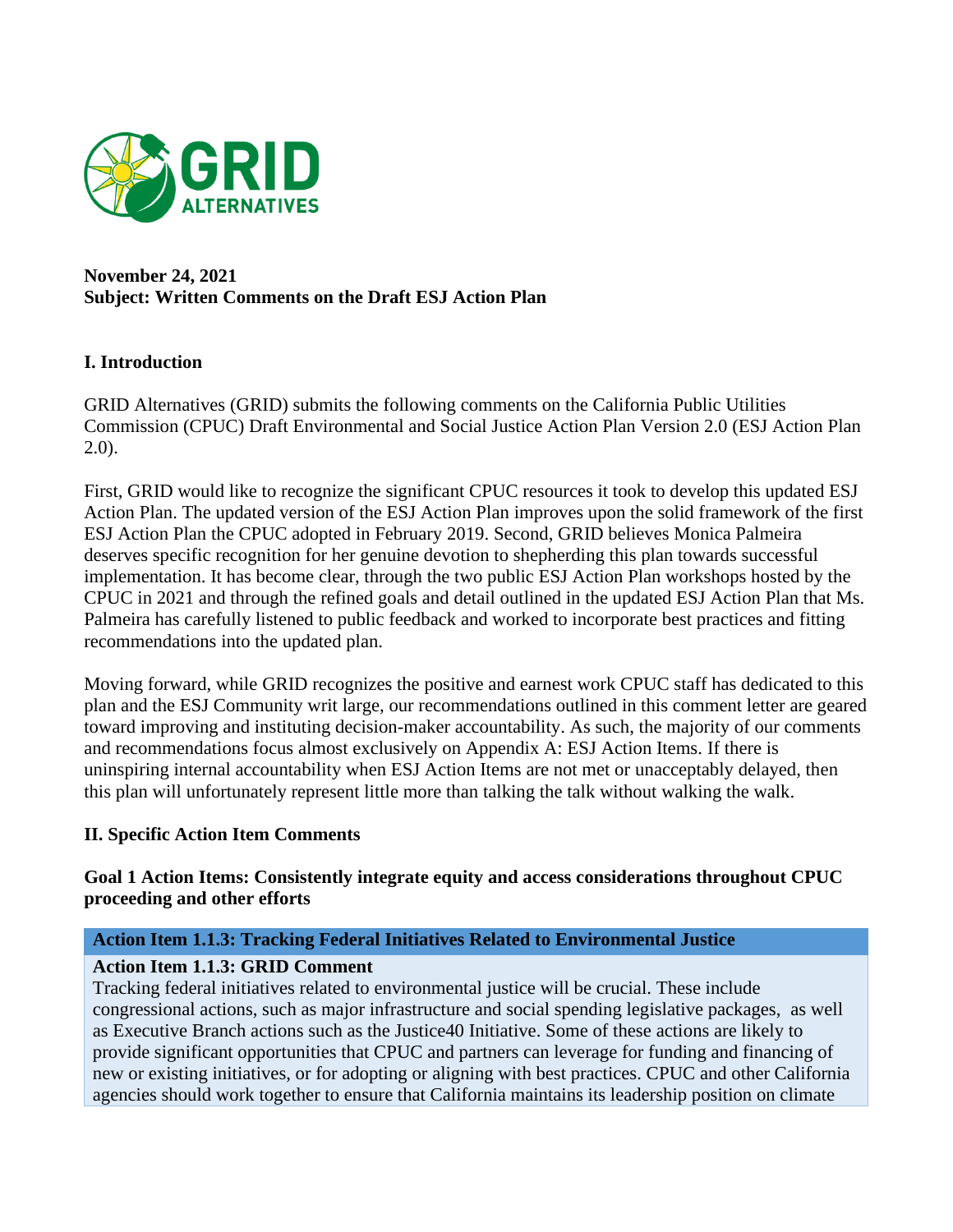GRID ALTERNATIVES

**November 24, 2021**
**Subject: Written Comments on the Draft ESJ Action Plan**

## I. Introduction

GRID Alternatives (GRID) submits the following comments on the California Public Utilities Commission (CPUC) Draft Environmental and Social Justice Action Plan Version 2.0 (ESJ Action Plan 2.0).

First, GRID would like to recognize the significant CPUC resources it took to develop this updated ESJ Action Plan. The updated version of the ESJ Action Plan improves upon the solid framework of the first ESJ Action Plan the CPUC adopted in February 2019. Second, GRID believes Monica Palmeira deserves specific recognition for her genuine devotion to shepherding this plan towards successful implementation. It has become clear, through the two public ESJ Action Plan workshops hosted by the CPUC in 2021 and through the refined goals and detail outlined in the updated ESJ Action Plan that Ms. Palmeira has carefully listened to public feedback and worked to incorporate best practices and fitting recommendations into the updated plan.

Moving forward, while GRID recognizes the positive and earnest work CPUC staff has dedicated to this plan and the ESJ Community writ large, our recommendations outlined in this comment letter are geared toward improving and instituting decision-maker accountability. As such, the majority of our comments and recommendations focus almost exclusively on Appendix A: ESJ Action Items. If there is uninspiring internal accountability when ESJ Action Items are not met or unacceptably delayed, then this plan will unfortunately represent little more than talking the talk without walking the walk.

## II. Specific Action Item Comments

### Goal 1 Action Items: Consistently integrate equity and access considerations throughout CPUC proceeding and other efforts

| **Action Item 1.1.3: Tracking Federal Initiatives Related to Environmental Justice** |
| --- |
| **Action Item 1.1.3: GRID Comment**<br>Tracking federal initiatives related to environmental justice will be crucial. These include congressional actions, such as major infrastructure and social spending legislative packages, as well as Executive Branch actions such as the Justice40 Initiative. Some of these actions are likely to provide significant opportunities that CPUC and partners can leverage for funding and financing of new or existing initiatives, or for adopting or aligning with best practices. CPUC and other California agencies should work together to ensure that California maintains its leadership position on climate |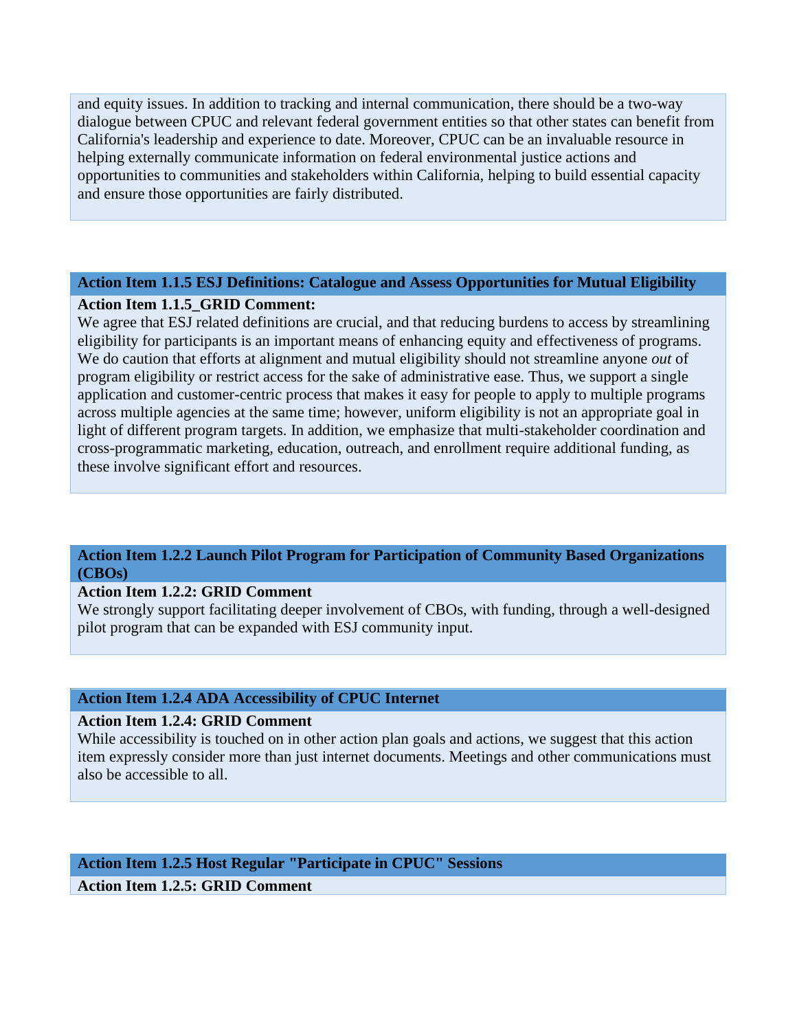and equity issues. In addition to tracking and internal communication, there should be a two-way dialogue between CPUC and relevant federal government entities so that other states can benefit from California's leadership and experience to date. Moreover, CPUC can be an invaluable resource in helping externally communicate information on federal environmental justice actions and opportunities to communities and stakeholders within California, helping to build essential capacity and ensure those opportunities are fairly distributed.

### Action Item 1.1.5 ESJ Definitions: Catalogue and Assess Opportunities for Mutual Eligibility

**Action Item 1.1.5_GRID Comment:**

We agree that ESJ related definitions are crucial, and that reducing burdens to access by streamlining eligibility for participants is an important means of enhancing equity and effectiveness of programs. We do caution that efforts at alignment and mutual eligibility should not streamline anyone *out* of program eligibility or restrict access for the sake of administrative ease. Thus, we support a single application and customer-centric process that makes it easy for people to apply to multiple programs across multiple agencies at the same time; however, uniform eligibility is not an appropriate goal in light of different program targets. In addition, we emphasize that multi-stakeholder coordination and cross-programmatic marketing, education, outreach, and enrollment require additional funding, as these involve significant effort and resources.

### Action Item 1.2.2 Launch Pilot Program for Participation of Community Based Organizations (CBOs)

**Action Item 1.2.2: GRID Comment**

We strongly support facilitating deeper involvement of CBOs, with funding, through a well-designed pilot program that can be expanded with ESJ community input.

### Action Item 1.2.4 ADA Accessibility of CPUC Internet

**Action Item 1.2.4: GRID Comment**

While accessibility is touched on in other action plan goals and actions, we suggest that this action item expressly consider more than just internet documents. Meetings and other communications must also be accessible to all.

### Action Item 1.2.5 Host Regular "Participate in CPUC" Sessions

**Action Item 1.2.5: GRID Comment**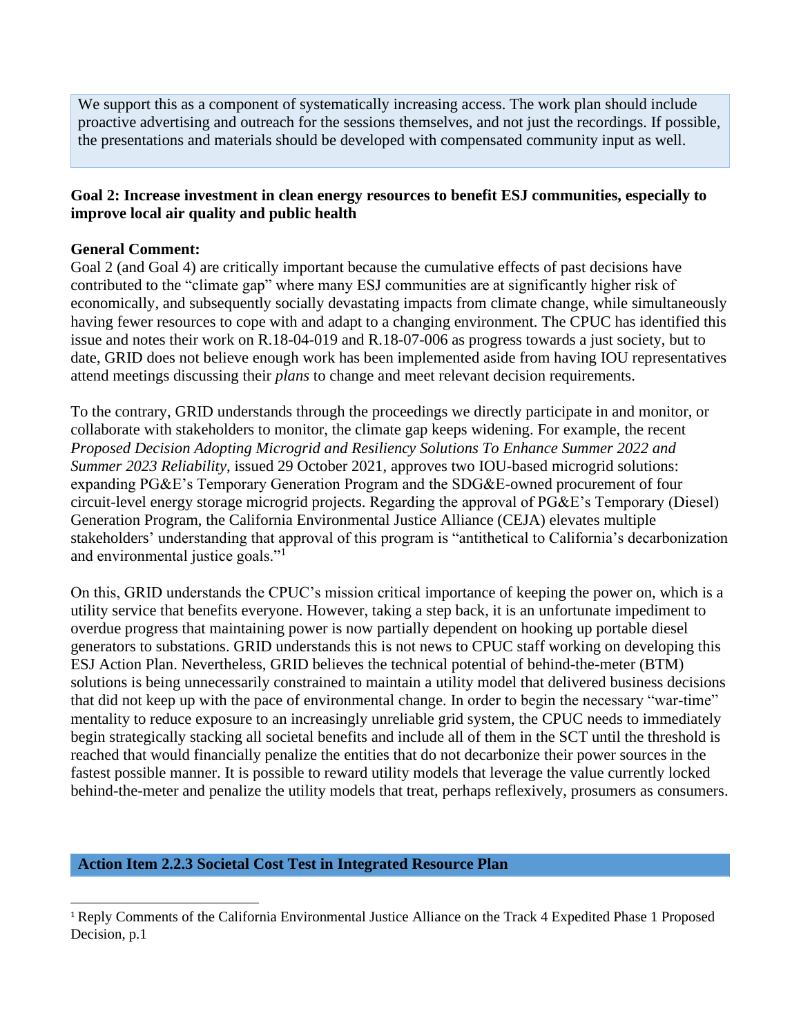We support this as a component of systematically increasing access. The work plan should include proactive advertising and outreach for the sessions themselves, and not just the recordings. If possible, the presentations and materials should be developed with compensated community input as well.

**Goal 2: Increase investment in clean energy resources to benefit ESJ communities, especially to improve local air quality and public health**

**General Comment:**
Goal 2 (and Goal 4) are critically important because the cumulative effects of past decisions have contributed to the "climate gap" where many ESJ communities are at significantly higher risk of economically, and subsequently socially devastating impacts from climate change, while simultaneously having fewer resources to cope with and adapt to a changing environment. The CPUC has identified this issue and notes their work on R.18-04-019 and R.18-07-006 as progress towards a just society, but to date, GRID does not believe enough work has been implemented aside from having IOU representatives attend meetings discussing their *plans* to change and meet relevant decision requirements.

To the contrary, GRID understands through the proceedings we directly participate in and monitor, or collaborate with stakeholders to monitor, the climate gap keeps widening. For example, the recent *Proposed Decision Adopting Microgrid and Resiliency Solutions To Enhance Summer 2022 and Summer 2023 Reliability*, issued 29 October 2021, approves two IOU-based microgrid solutions: expanding PG&E's Temporary Generation Program and the SDG&E-owned procurement of four circuit-level energy storage microgrid projects. Regarding the approval of PG&E's Temporary (Diesel) Generation Program, the California Environmental Justice Alliance (CEJA) elevates multiple stakeholders' understanding that approval of this program is "antithetical to California's decarbonization and environmental justice goals."[1]

On this, GRID understands the CPUC's mission critical importance of keeping the power on, which is a utility service that benefits everyone. However, taking a step back, it is an unfortunate impediment to overdue progress that maintaining power is now partially dependent on hooking up portable diesel generators to substations. GRID understands this is not news to CPUC staff working on developing this ESJ Action Plan. Nevertheless, GRID believes the technical potential of behind-the-meter (BTM) solutions is being unnecessarily constrained to maintain a utility model that delivered business decisions that did not keep up with the pace of environmental change. In order to begin the necessary "war-time" mentality to reduce exposure to an increasingly unreliable grid system, the CPUC needs to immediately begin strategically stacking all societal benefits and include all of them in the SCT until the threshold is reached that would financially penalize the entities that do not decarbonize their power sources in the fastest possible manner. It is possible to reward utility models that leverage the value currently locked behind-the-meter and penalize the utility models that treat, perhaps reflexively, prosumers as consumers.

**Action Item 2.2.3 Societal Cost Test in Integrated Resource Plan**

[1] Reply Comments of the California Environmental Justice Alliance on the Track 4 Expedited Phase 1 Proposed Decision, p.1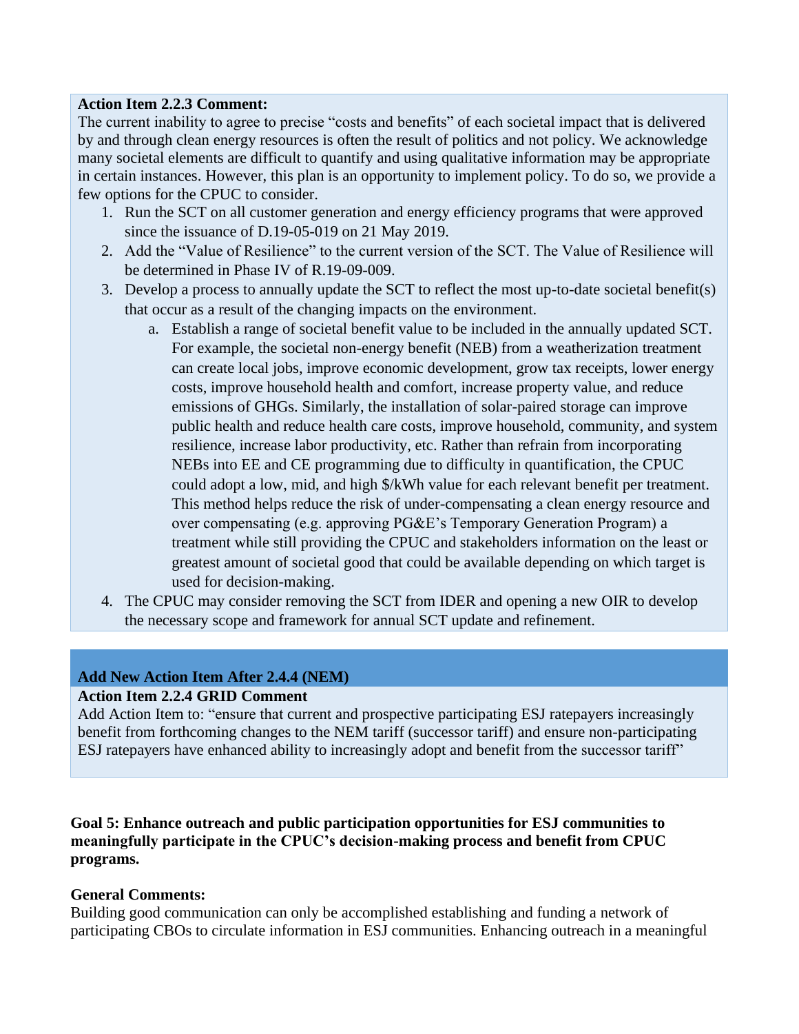**Action Item 2.2.3 Comment:**

The current inability to agree to precise "costs and benefits" of each societal impact that is delivered by and through clean energy resources is often the result of politics and not policy. We acknowledge many societal elements are difficult to quantify and using qualitative information may be appropriate in certain instances. However, this plan is an opportunity to implement policy. To do so, we provide a few options for the CPUC to consider.

1. Run the SCT on all customer generation and energy efficiency programs that were approved since the issuance of D.19-05-019 on 21 May 2019.
2. Add the "Value of Resilience" to the current version of the SCT. The Value of Resilience will be determined in Phase IV of R.19-09-009.
3. Develop a process to annually update the SCT to reflect the most up-to-date societal benefit(s) that occur as a result of the changing impacts on the environment.
    a. Establish a range of societal benefit value to be included in the annually updated SCT. For example, the societal non-energy benefit (NEB) from a weatherization treatment can create local jobs, improve economic development, grow tax receipts, lower energy costs, improve household health and comfort, increase property value, and reduce emissions of GHGs. Similarly, the installation of solar-paired storage can improve public health and reduce health care costs, improve household, community, and system resilience, increase labor productivity, etc. Rather than refrain from incorporating NEBs into EE and CE programming due to difficulty in quantification, the CPUC could adopt a low, mid, and high $/kWh value for each relevant benefit per treatment. This method helps reduce the risk of under-compensating a clean energy resource and over compensating (e.g. approving PG&E's Temporary Generation Program) a treatment while still providing the CPUC and stakeholders information on the least or greatest amount of societal good that could be available depending on which target is used for decision-making.
4. The CPUC may consider removing the SCT from IDER and opening a new OIR to develop the necessary scope and framework for annual SCT update and refinement.

**Add New Action Item After 2.4.4 (NEM)**

**Action Item 2.2.4 GRID Comment**

Add Action Item to: "ensure that current and prospective participating ESJ ratepayers increasingly benefit from forthcoming changes to the NEM tariff (successor tariff) and ensure non-participating ESJ ratepayers have enhanced ability to increasingly adopt and benefit from the successor tariff"

**Goal 5: Enhance outreach and public participation opportunities for ESJ communities to meaningfully participate in the CPUC's decision-making process and benefit from CPUC programs.**

**General Comments:**

Building good communication can only be accomplished establishing and funding a network of participating CBOs to circulate information in ESJ communities. Enhancing outreach in a meaningful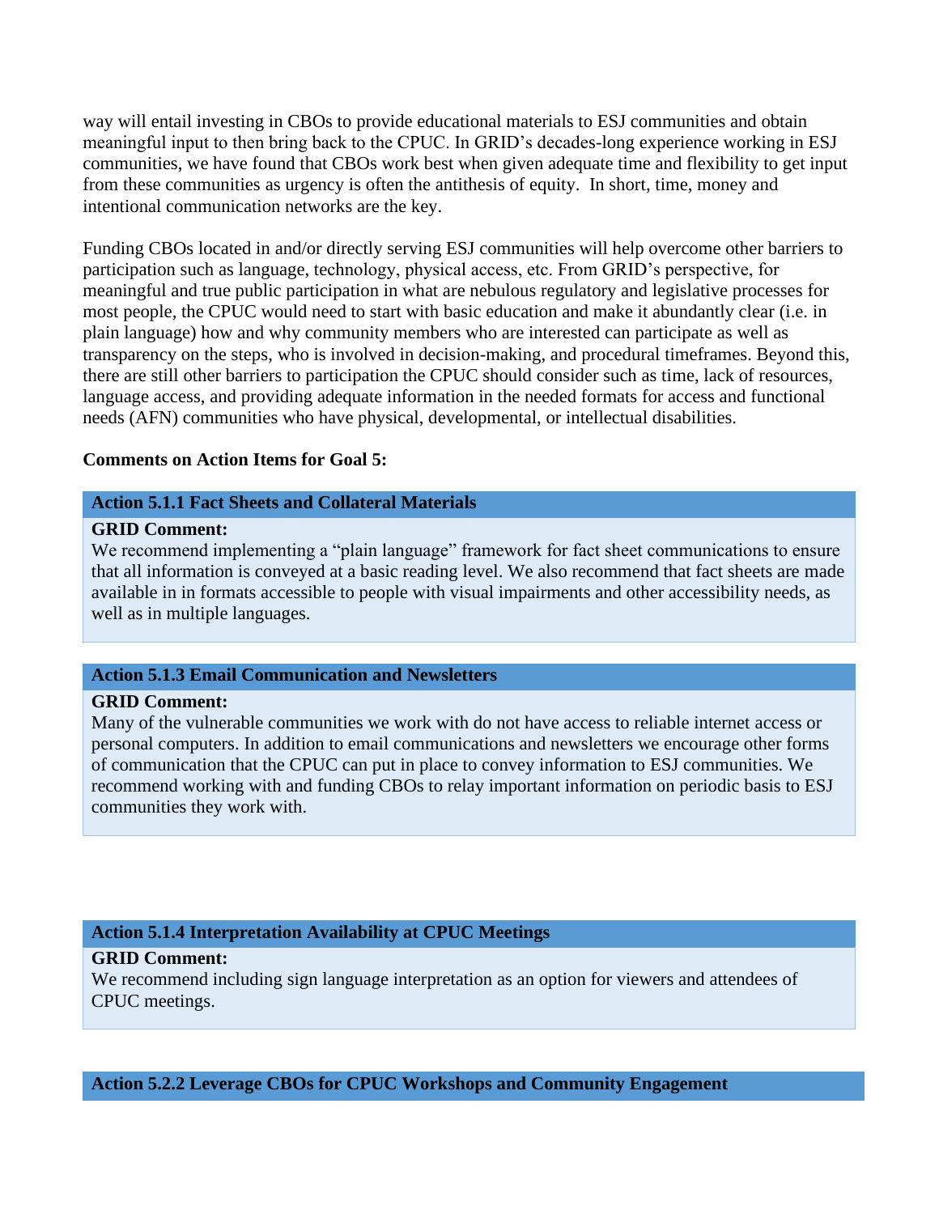way will entail investing in CBOs to provide educational materials to ESJ communities and obtain meaningful input to then bring back to the CPUC. In GRID's decades-long experience working in ESJ communities, we have found that CBOs work best when given adequate time and flexibility to get input from these communities as urgency is often the antithesis of equity. In short, time, money and intentional communication networks are the key.

Funding CBOs located in and/or directly serving ESJ communities will help overcome other barriers to participation such as language, technology, physical access, etc. From GRID's perspective, for meaningful and true public participation in what are nebulous regulatory and legislative processes for most people, the CPUC would need to start with basic education and make it abundantly clear (i.e. in plain language) how and why community members who are interested can participate as well as transparency on the steps, who is involved in decision-making, and procedural timeframes. Beyond this, there are still other barriers to participation the CPUC should consider such as time, lack of resources, language access, and providing adequate information in the needed formats for access and functional needs (AFN) communities who have physical, developmental, or intellectual disabilities.

**Comments on Action Items for Goal 5:**

| **Action 5.1.1 Fact Sheets and Collateral Materials** |
|---|
| **GRID Comment:**<br>We recommend implementing a "plain language" framework for fact sheet communications to ensure that all information is conveyed at a basic reading level. We also recommend that fact sheets are made available in in formats accessible to people with visual impairments and other accessibility needs, as well as in multiple languages. |

| **Action 5.1.3 Email Communication and Newsletters** |
|---|
| **GRID Comment:**<br>Many of the vulnerable communities we work with do not have access to reliable internet access or personal computers. In addition to email communications and newsletters we encourage other forms of communication that the CPUC can put in place to convey information to ESJ communities. We recommend working with and funding CBOs to relay important information on periodic basis to ESJ communities they work with. |

| **Action 5.1.4 Interpretation Availability at CPUC Meetings** |
|---|
| **GRID Comment:**<br>We recommend including sign language interpretation as an option for viewers and attendees of CPUC meetings. |

| **Action 5.2.2 Leverage CBOs for CPUC Workshops and Community Engagement** |
|---|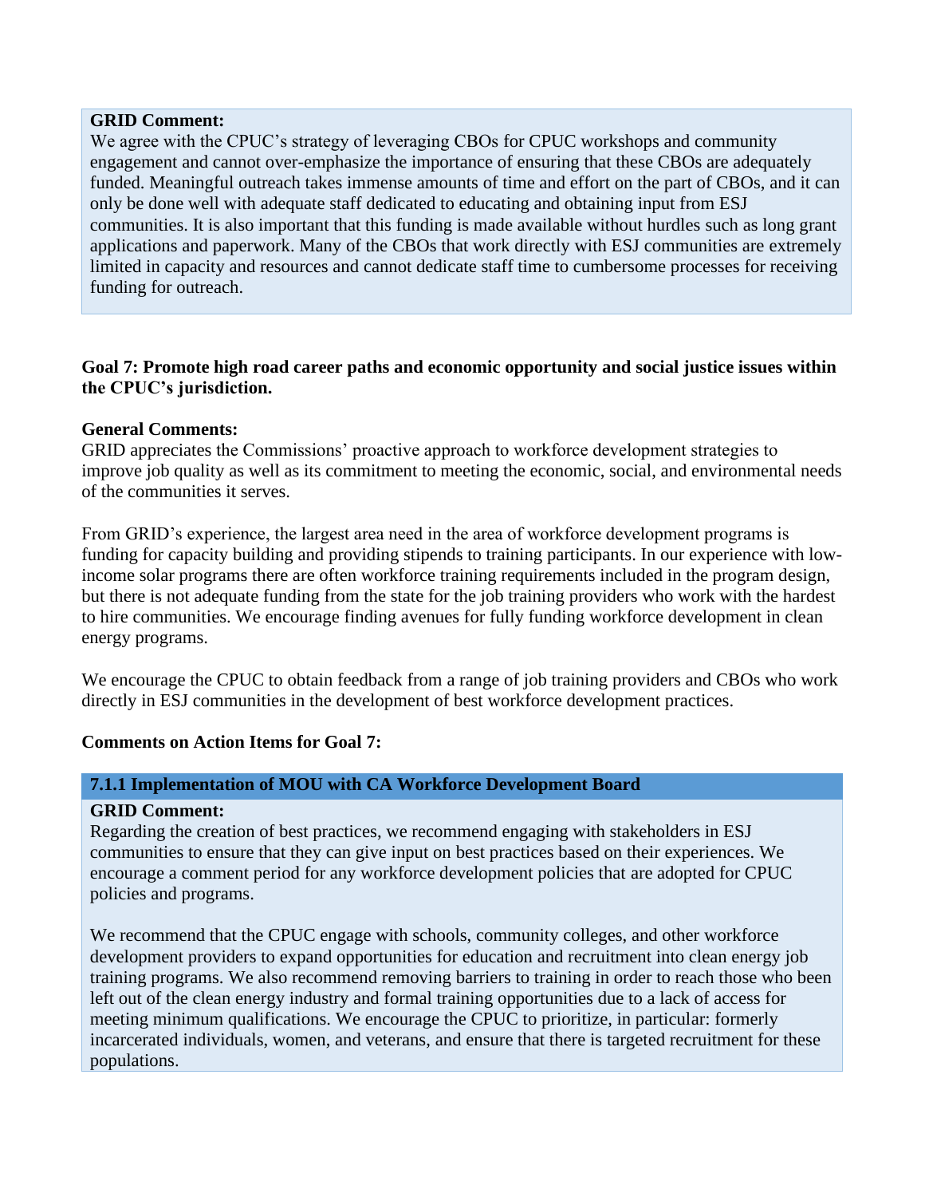**GRID Comment:**

We agree with the CPUC's strategy of leveraging CBOs for CPUC workshops and community engagement and cannot over-emphasize the importance of ensuring that these CBOs are adequately funded. Meaningful outreach takes immense amounts of time and effort on the part of CBOs, and it can only be done well with adequate staff dedicated to educating and obtaining input from ESJ communities. It is also important that this funding is made available without hurdles such as long grant applications and paperwork. Many of the CBOs that work directly with ESJ communities are extremely limited in capacity and resources and cannot dedicate staff time to cumbersome processes for receiving funding for outreach.

**Goal 7: Promote high road career paths and economic opportunity and social justice issues within the CPUC's jurisdiction.**

**General Comments:**

GRID appreciates the Commissions' proactive approach to workforce development strategies to improve job quality as well as its commitment to meeting the economic, social, and environmental needs of the communities it serves.

From GRID's experience, the largest area need in the area of workforce development programs is funding for capacity building and providing stipends to training participants. In our experience with low-income solar programs there are often workforce training requirements included in the program design, but there is not adequate funding from the state for the job training providers who work with the hardest to hire communities. We encourage finding avenues for fully funding workforce development in clean energy programs.

We encourage the CPUC to obtain feedback from a range of job training providers and CBOs who work directly in ESJ communities in the development of best workforce development practices.

**Comments on Action Items for Goal 7:**

**7.1.1 Implementation of MOU with CA Workforce Development Board**

**GRID Comment:**

Regarding the creation of best practices, we recommend engaging with stakeholders in ESJ communities to ensure that they can give input on best practices based on their experiences. We encourage a comment period for any workforce development policies that are adopted for CPUC policies and programs.

We recommend that the CPUC engage with schools, community colleges, and other workforce development providers to expand opportunities for education and recruitment into clean energy job training programs. We also recommend removing barriers to training in order to reach those who been left out of the clean energy industry and formal training opportunities due to a lack of access for meeting minimum qualifications. We encourage the CPUC to prioritize, in particular: formerly incarcerated individuals, women, and veterans, and ensure that there is targeted recruitment for these populations.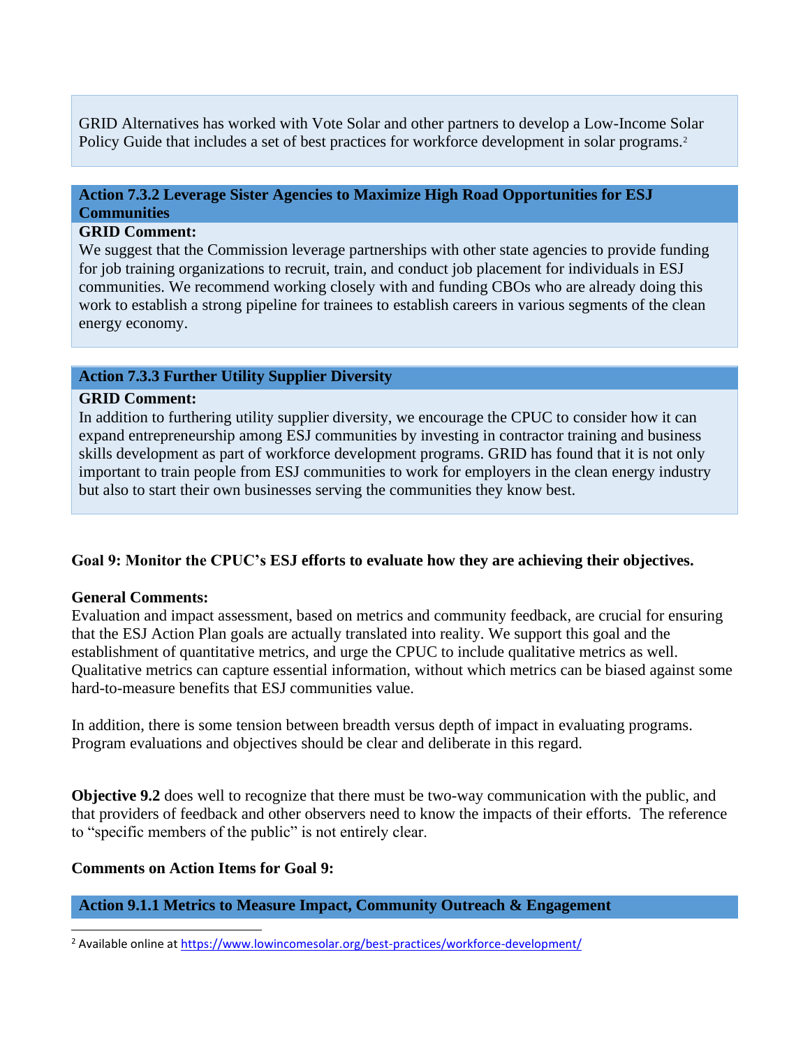GRID Alternatives has worked with Vote Solar and other partners to develop a Low-Income Solar Policy Guide that includes a set of best practices for workforce development in solar programs.[2]

**Action 7.3.2 Leverage Sister Agencies to Maximize High Road Opportunities for ESJ Communities**

**GRID Comment:**

We suggest that the Commission leverage partnerships with other state agencies to provide funding for job training organizations to recruit, train, and conduct job placement for individuals in ESJ communities. We recommend working closely with and funding CBOs who are already doing this work to establish a strong pipeline for trainees to establish careers in various segments of the clean energy economy.

**Action 7.3.3 Further Utility Supplier Diversity**

**GRID Comment:**

In addition to furthering utility supplier diversity, we encourage the CPUC to consider how it can expand entrepreneurship among ESJ communities by investing in contractor training and business skills development as part of workforce development programs. GRID has found that it is not only important to train people from ESJ communities to work for employers in the clean energy industry but also to start their own businesses serving the communities they know best.

**Goal 9: Monitor the CPUC's ESJ efforts to evaluate how they are achieving their objectives.**

**General Comments:**

Evaluation and impact assessment, based on metrics and community feedback, are crucial for ensuring that the ESJ Action Plan goals are actually translated into reality. We support this goal and the establishment of quantitative metrics, and urge the CPUC to include qualitative metrics as well. Qualitative metrics can capture essential information, without which metrics can be biased against some hard-to-measure benefits that ESJ communities value.

In addition, there is some tension between breadth versus depth of impact in evaluating programs. Program evaluations and objectives should be clear and deliberate in this regard.

**Objective 9.2** does well to recognize that there must be two-way communication with the public, and that providers of feedback and other observers need to know the impacts of their efforts. The reference to "specific members of the public" is not entirely clear.

**Comments on Action Items for Goal 9:**

**Action 9.1.1 Metrics to Measure Impact, Community Outreach & Engagement**

[2] Available online at https://www.lowincomesolar.org/best-practices/workforce-development/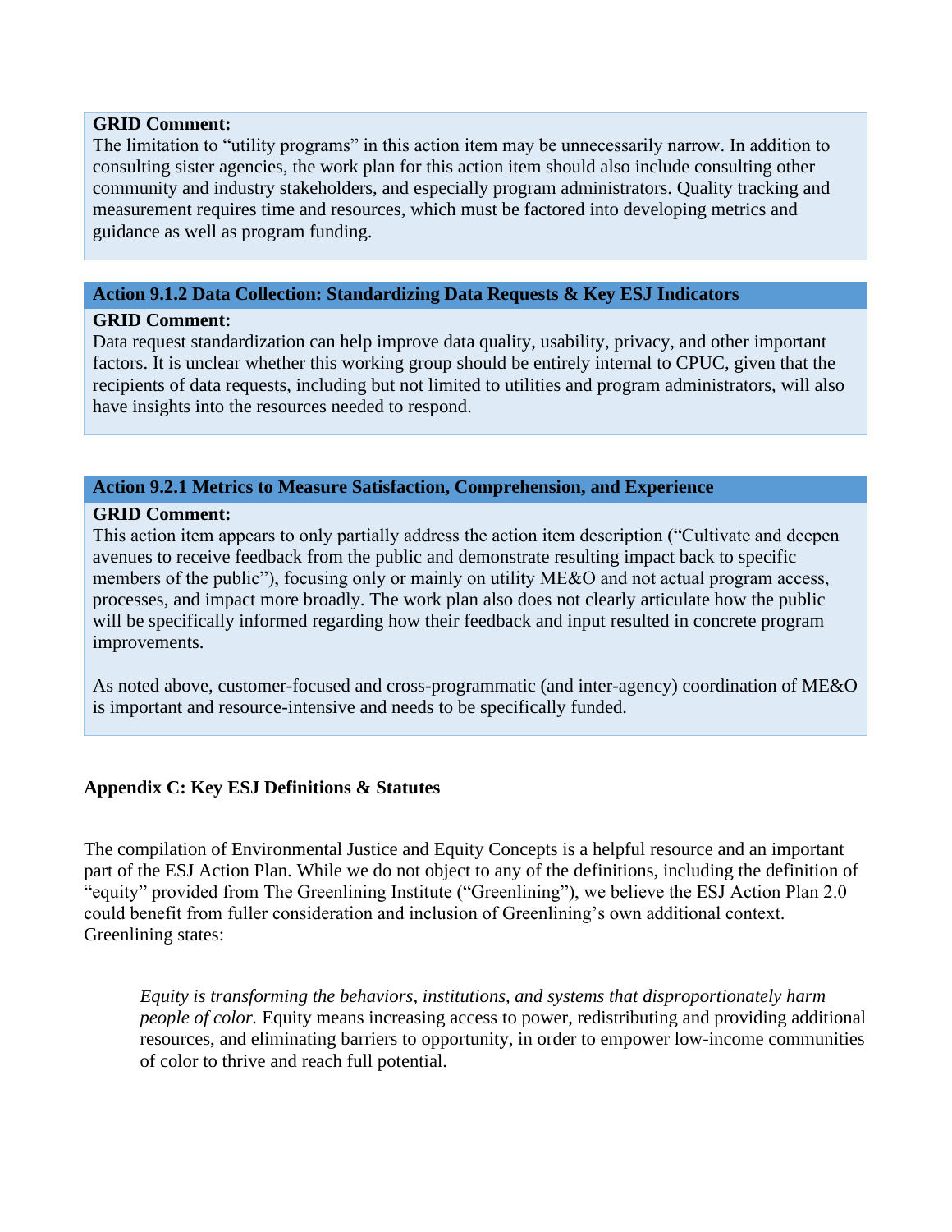**GRID Comment:**
The limitation to "utility programs" in this action item may be unnecessarily narrow. In addition to consulting sister agencies, the work plan for this action item should also include consulting other community and industry stakeholders, and especially program administrators. Quality tracking and measurement requires time and resources, which must be factored into developing metrics and guidance as well as program funding.

**Action 9.1.2 Data Collection: Standardizing Data Requests & Key ESJ Indicators**

**GRID Comment:**
Data request standardization can help improve data quality, usability, privacy, and other important factors. It is unclear whether this working group should be entirely internal to CPUC, given that the recipients of data requests, including but not limited to utilities and program administrators, will also have insights into the resources needed to respond.

**Action 9.2.1 Metrics to Measure Satisfaction, Comprehension, and Experience**

**GRID Comment:**
This action item appears to only partially address the action item description ("Cultivate and deepen avenues to receive feedback from the public and demonstrate resulting impact back to specific members of the public"), focusing only or mainly on utility ME&O and not actual program access, processes, and impact more broadly. The work plan also does not clearly articulate how the public will be specifically informed regarding how their feedback and input resulted in concrete program improvements.

As noted above, customer-focused and cross-programmatic (and inter-agency) coordination of ME&O is important and resource-intensive and needs to be specifically funded.

**Appendix C: Key ESJ Definitions & Statutes**

The compilation of Environmental Justice and Equity Concepts is a helpful resource and an important part of the ESJ Action Plan. While we do not object to any of the definitions, including the definition of "equity" provided from The Greenlining Institute ("Greenlining"), we believe the ESJ Action Plan 2.0 could benefit from fuller consideration and inclusion of Greenlining's own additional context. Greenlining states:

> *Equity is transforming the behaviors, institutions, and systems that disproportionately harm people of color.* Equity means increasing access to power, redistributing and providing additional resources, and eliminating barriers to opportunity, in order to empower low-income communities of color to thrive and reach full potential.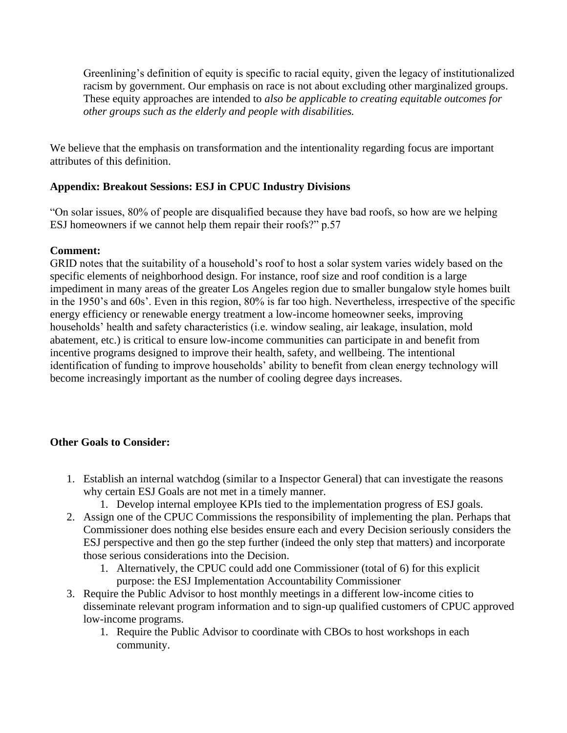> Greenlining's definition of equity is specific to racial equity, given the legacy of institutionalized racism by government. Our emphasis on race is not about excluding other marginalized groups. These equity approaches are intended to *also be applicable to creating equitable outcomes for other groups such as the elderly and people with disabilities.*

We believe that the emphasis on transformation and the intentionality regarding focus are important attributes of this definition.

**Appendix: Breakout Sessions: ESJ in CPUC Industry Divisions**

"On solar issues, 80% of people are disqualified because they have bad roofs, so how are we helping ESJ homeowners if we cannot help them repair their roofs?" p.57

**Comment:**
GRID notes that the suitability of a household's roof to host a solar system varies widely based on the specific elements of neighborhood design. For instance, roof size and roof condition is a large impediment in many areas of the greater Los Angeles region due to smaller bungalow style homes built in the 1950's and 60s'. Even in this region, 80% is far too high. Nevertheless, irrespective of the specific energy efficiency or renewable energy treatment a low-income homeowner seeks, improving households' health and safety characteristics (i.e. window sealing, air leakage, insulation, mold abatement, etc.) is critical to ensure low-income communities can participate in and benefit from incentive programs designed to improve their health, safety, and wellbeing. The intentional identification of funding to improve households' ability to benefit from clean energy technology will become increasingly important as the number of cooling degree days increases.

**Other Goals to Consider:**

1. Establish an internal watchdog (similar to a Inspector General) that can investigate the reasons why certain ESJ Goals are not met in a timely manner.
    1. Develop internal employee KPIs tied to the implementation progress of ESJ goals.
2. Assign one of the CPUC Commissions the responsibility of implementing the plan. Perhaps that Commissioner does nothing else besides ensure each and every Decision seriously considers the ESJ perspective and then go the step further (indeed the only step that matters) and incorporate those serious considerations into the Decision.
    1. Alternatively, the CPUC could add one Commissioner (total of 6) for this explicit purpose: the ESJ Implementation Accountability Commissioner
3. Require the Public Advisor to host monthly meetings in a different low-income cities to disseminate relevant program information and to sign-up qualified customers of CPUC approved low-income programs.
    1. Require the Public Advisor to coordinate with CBOs to host workshops in each community.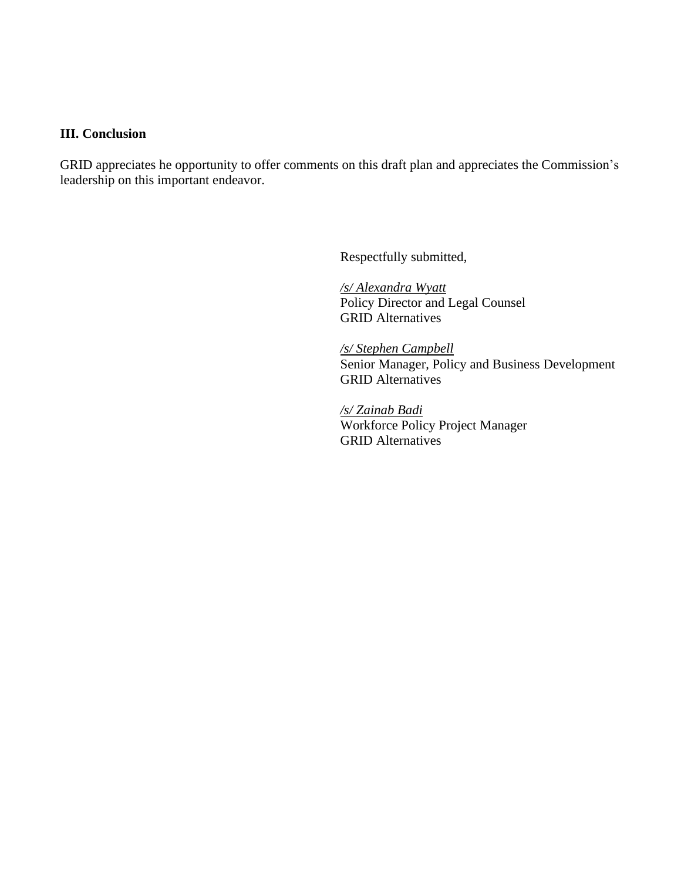**III. Conclusion**

GRID appreciates he opportunity to offer comments on this draft plan and appreciates the Commission's leadership on this important endeavor.

Respectfully submitted,

*/s/ Alexandra Wyatt*
Policy Director and Legal Counsel
GRID Alternatives

*/s/ Stephen Campbell*
Senior Manager, Policy and Business Development
GRID Alternatives

*/s/ Zainab Badi*
Workforce Policy Project Manager
GRID Alternatives